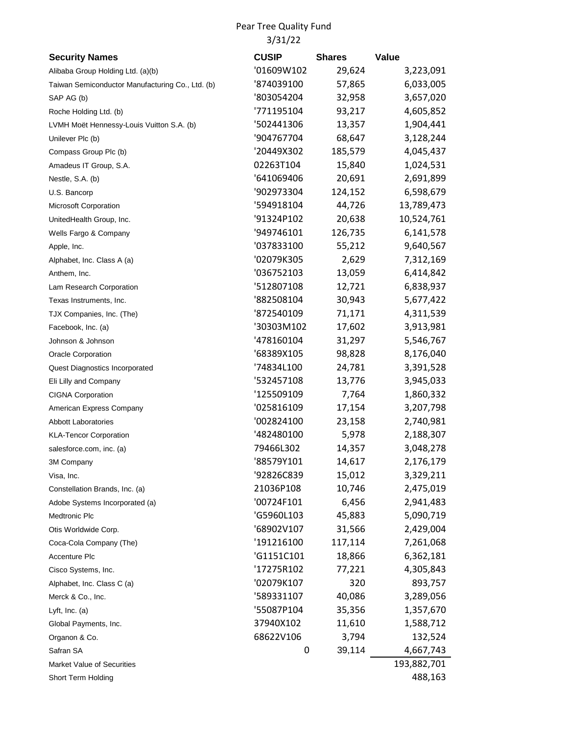# Pear Tree Quality Fund

3/31/22

| Security Names | CUSIP | Shares | Value |
|---|---|---|---|
| Alibaba Group Holding Ltd. (a)(b) | '01609W102 | 29,624 | 3,223,091 |
| Taiwan Semiconductor Manufacturing Co., Ltd. (b) | '874039100 | 57,865 | 6,033,005 |
| SAP AG (b) | '803054204 | 32,958 | 3,657,020 |
| Roche Holding Ltd. (b) | '771195104 | 93,217 | 4,605,852 |
| LVMH Moët Hennessy-Louis Vuitton S.A. (b) | '502441306 | 13,357 | 1,904,441 |
| Unilever Plc (b) | '904767704 | 68,647 | 3,128,244 |
| Compass Group Plc (b) | '20449X302 | 185,579 | 4,045,437 |
| Amadeus IT Group, S.A. | 02263T104 | 15,840 | 1,024,531 |
| Nestle, S.A. (b) | '641069406 | 20,691 | 2,691,899 |
| U.S. Bancorp | '902973304 | 124,152 | 6,598,679 |
| Microsoft Corporation | '594918104 | 44,726 | 13,789,473 |
| UnitedHealth Group, Inc. | '91324P102 | 20,638 | 10,524,761 |
| Wells Fargo & Company | '949746101 | 126,735 | 6,141,578 |
| Apple, Inc. | '037833100 | 55,212 | 9,640,567 |
| Alphabet, Inc. Class A (a) | '02079K305 | 2,629 | 7,312,169 |
| Anthem, Inc. | '036752103 | 13,059 | 6,414,842 |
| Lam Research Corporation | '512807108 | 12,721 | 6,838,937 |
| Texas Instruments, Inc. | '882508104 | 30,943 | 5,677,422 |
| TJX Companies, Inc. (The) | '872540109 | 71,171 | 4,311,539 |
| Facebook, Inc. (a) | '30303M102 | 17,602 | 3,913,981 |
| Johnson & Johnson | '478160104 | 31,297 | 5,546,767 |
| Oracle Corporation | '68389X105 | 98,828 | 8,176,040 |
| Quest Diagnostics Incorporated | '74834L100 | 24,781 | 3,391,528 |
| Eli Lilly and Company | '532457108 | 13,776 | 3,945,033 |
| CIGNA Corporation | '125509109 | 7,764 | 1,860,332 |
| American Express Company | '025816109 | 17,154 | 3,207,798 |
| Abbott Laboratories | '002824100 | 23,158 | 2,740,981 |
| KLA-Tencor Corporation | '482480100 | 5,978 | 2,188,307 |
| salesforce.com, inc. (a) | 79466L302 | 14,357 | 3,048,278 |
| 3M Company | '88579Y101 | 14,617 | 2,176,179 |
| Visa, Inc. | '92826C839 | 15,012 | 3,329,211 |
| Constellation Brands, Inc. (a) | 21036P108 | 10,746 | 2,475,019 |
| Adobe Systems Incorporated (a) | '00724F101 | 6,456 | 2,941,483 |
| Medtronic Plc | 'G5960L103 | 45,883 | 5,090,719 |
| Otis Worldwide Corp. | '68902V107 | 31,566 | 2,429,004 |
| Coca-Cola Company (The) | '191216100 | 117,114 | 7,261,068 |
| Accenture Plc | 'G1151C101 | 18,866 | 6,362,181 |
| Cisco Systems, Inc. | '17275R102 | 77,221 | 4,305,843 |
| Alphabet, Inc. Class C (a) | '02079K107 | 320 | 893,757 |
| Merck & Co., Inc. | '589331107 | 40,086 | 3,289,056 |
| Lyft, Inc. (a) | '55087P104 | 35,356 | 1,357,670 |
| Global Payments, Inc. | 37940X102 | 11,610 | 1,588,712 |
| Organon & Co. | 68622V106 | 3,794 | 132,524 |
| Safran SA | 0 | 39,114 | 4,667,743 |
| Market Value of Securities | | | 193,882,701 |
| Short Term Holding | | | 488,163 |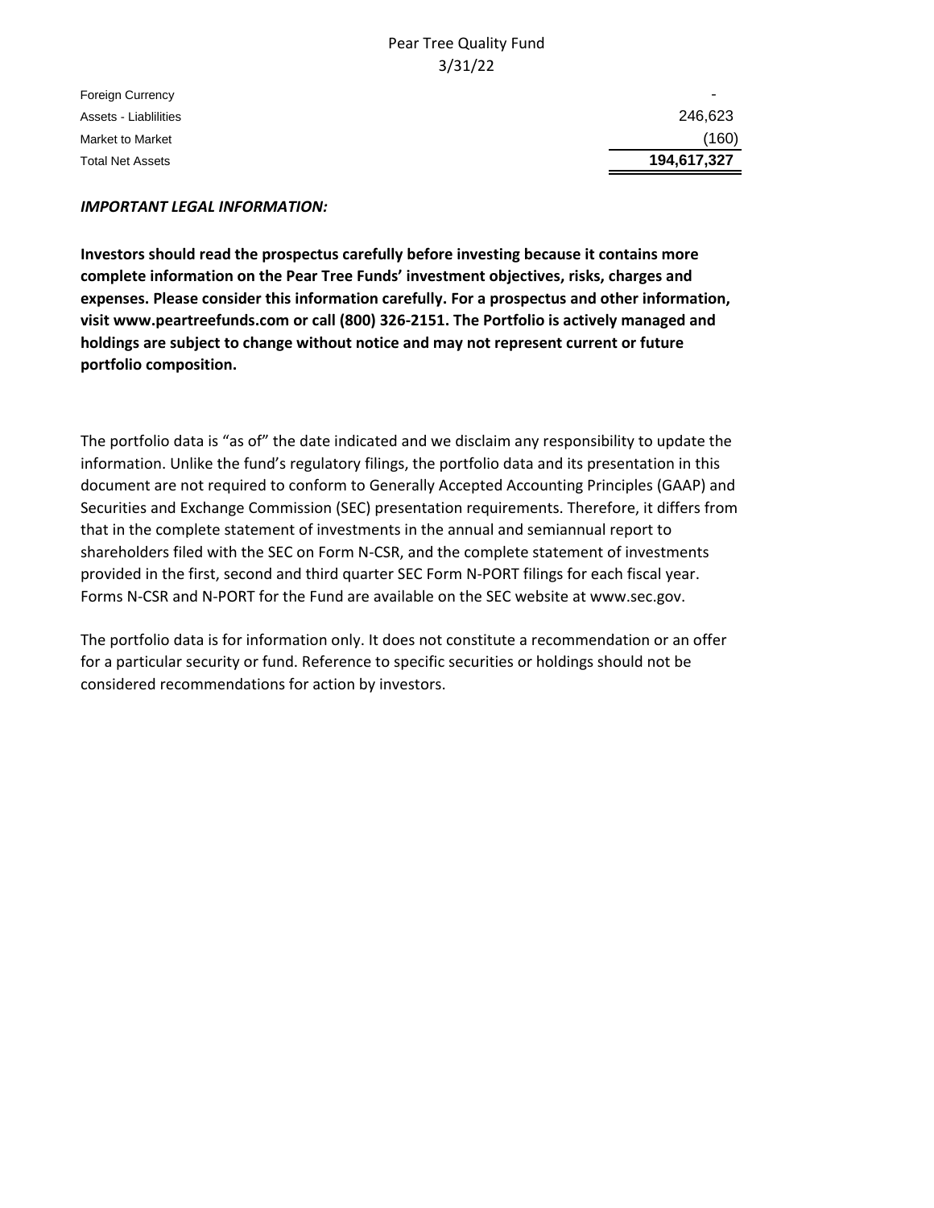Pear Tree Quality Fund
3/31/22

| | |
|---|---|
| Foreign Currency | - |
| Assets - Liablilities | 246,623 |
| Market to Market | (160) |
| Total Net Assets | **194,617,327** |

***IMPORTANT LEGAL INFORMATION:***

**Investors should read the prospectus carefully before investing because it contains more complete information on the Pear Tree Funds' investment objectives, risks, charges and expenses. Please consider this information carefully. For a prospectus and other information, visit www.peartreefunds.com or call (800) 326-2151. The Portfolio is actively managed and holdings are subject to change without notice and may not represent current or future portfolio composition.**

The portfolio data is "as of" the date indicated and we disclaim any responsibility to update the information. Unlike the fund's regulatory filings, the portfolio data and its presentation in this document are not required to conform to Generally Accepted Accounting Principles (GAAP) and Securities and Exchange Commission (SEC) presentation requirements. Therefore, it differs from that in the complete statement of investments in the annual and semiannual report to shareholders filed with the SEC on Form N-CSR, and the complete statement of investments provided in the first, second and third quarter SEC Form N-PORT filings for each fiscal year. Forms N-CSR and N-PORT for the Fund are available on the SEC website at www.sec.gov.

The portfolio data is for information only. It does not constitute a recommendation or an offer for a particular security or fund. Reference to specific securities or holdings should not be considered recommendations for action by investors.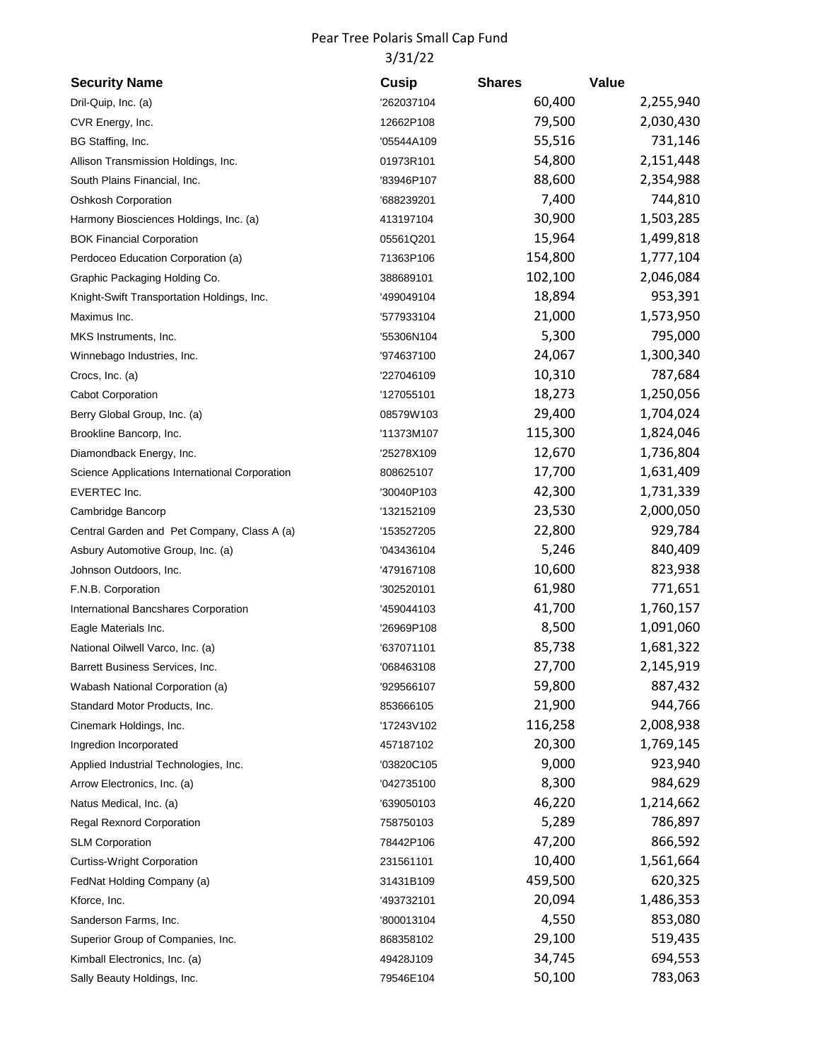Pear Tree Polaris Small Cap Fund

3/31/22

| Security Name | Cusip | Shares | Value |
|---|---|---|---|
| Dril-Quip, Inc. (a) | '262037104 | 60,400 | 2,255,940 |
| CVR Energy, Inc. | 12662P108 | 79,500 | 2,030,430 |
| BG Staffing, Inc. | '05544A109 | 55,516 | 731,146 |
| Allison Transmission Holdings, Inc. | 01973R101 | 54,800 | 2,151,448 |
| South Plains Financial, Inc. | '83946P107 | 88,600 | 2,354,988 |
| Oshkosh Corporation | '688239201 | 7,400 | 744,810 |
| Harmony Biosciences Holdings, Inc. (a) | 413197104 | 30,900 | 1,503,285 |
| BOK Financial Corporation | 05561Q201 | 15,964 | 1,499,818 |
| Perdoceo Education Corporation (a) | 71363P106 | 154,800 | 1,777,104 |
| Graphic Packaging Holding Co. | 388689101 | 102,100 | 2,046,084 |
| Knight-Swift Transportation Holdings, Inc. | '499049104 | 18,894 | 953,391 |
| Maximus Inc. | '577933104 | 21,000 | 1,573,950 |
| MKS Instruments, Inc. | '55306N104 | 5,300 | 795,000 |
| Winnebago Industries, Inc. | '974637100 | 24,067 | 1,300,340 |
| Crocs, Inc. (a) | '227046109 | 10,310 | 787,684 |
| Cabot Corporation | '127055101 | 18,273 | 1,250,056 |
| Berry Global Group, Inc. (a) | 08579W103 | 29,400 | 1,704,024 |
| Brookline Bancorp, Inc. | '11373M107 | 115,300 | 1,824,046 |
| Diamondback Energy, Inc. | '25278X109 | 12,670 | 1,736,804 |
| Science Applications International Corporation | 808625107 | 17,700 | 1,631,409 |
| EVERTEC Inc. | '30040P103 | 42,300 | 1,731,339 |
| Cambridge Bancorp | '132152109 | 23,530 | 2,000,050 |
| Central Garden and Pet Company, Class A (a) | '153527205 | 22,800 | 929,784 |
| Asbury Automotive Group, Inc. (a) | '043436104 | 5,246 | 840,409 |
| Johnson Outdoors, Inc. | '479167108 | 10,600 | 823,938 |
| F.N.B. Corporation | '302520101 | 61,980 | 771,651 |
| International Bancshares Corporation | '459044103 | 41,700 | 1,760,157 |
| Eagle Materials Inc. | '26969P108 | 8,500 | 1,091,060 |
| National Oilwell Varco, Inc. (a) | '637071101 | 85,738 | 1,681,322 |
| Barrett Business Services, Inc. | '068463108 | 27,700 | 2,145,919 |
| Wabash National Corporation (a) | '929566107 | 59,800 | 887,432 |
| Standard Motor Products, Inc. | 853666105 | 21,900 | 944,766 |
| Cinemark Holdings, Inc. | '17243V102 | 116,258 | 2,008,938 |
| Ingredion Incorporated | 457187102 | 20,300 | 1,769,145 |
| Applied Industrial Technologies, Inc. | '03820C105 | 9,000 | 923,940 |
| Arrow Electronics, Inc. (a) | '042735100 | 8,300 | 984,629 |
| Natus Medical, Inc. (a) | '639050103 | 46,220 | 1,214,662 |
| Regal Rexnord Corporation | 758750103 | 5,289 | 786,897 |
| SLM Corporation | 78442P106 | 47,200 | 866,592 |
| Curtiss-Wright Corporation | 231561101 | 10,400 | 1,561,664 |
| FedNat Holding Company (a) | 31431B109 | 459,500 | 620,325 |
| Kforce, Inc. | '493732101 | 20,094 | 1,486,353 |
| Sanderson Farms, Inc. | '800013104 | 4,550 | 853,080 |
| Superior Group of Companies, Inc. | 868358102 | 29,100 | 519,435 |
| Kimball Electronics, Inc. (a) | 49428J109 | 34,745 | 694,553 |
| Sally Beauty Holdings, Inc. | 79546E104 | 50,100 | 783,063 |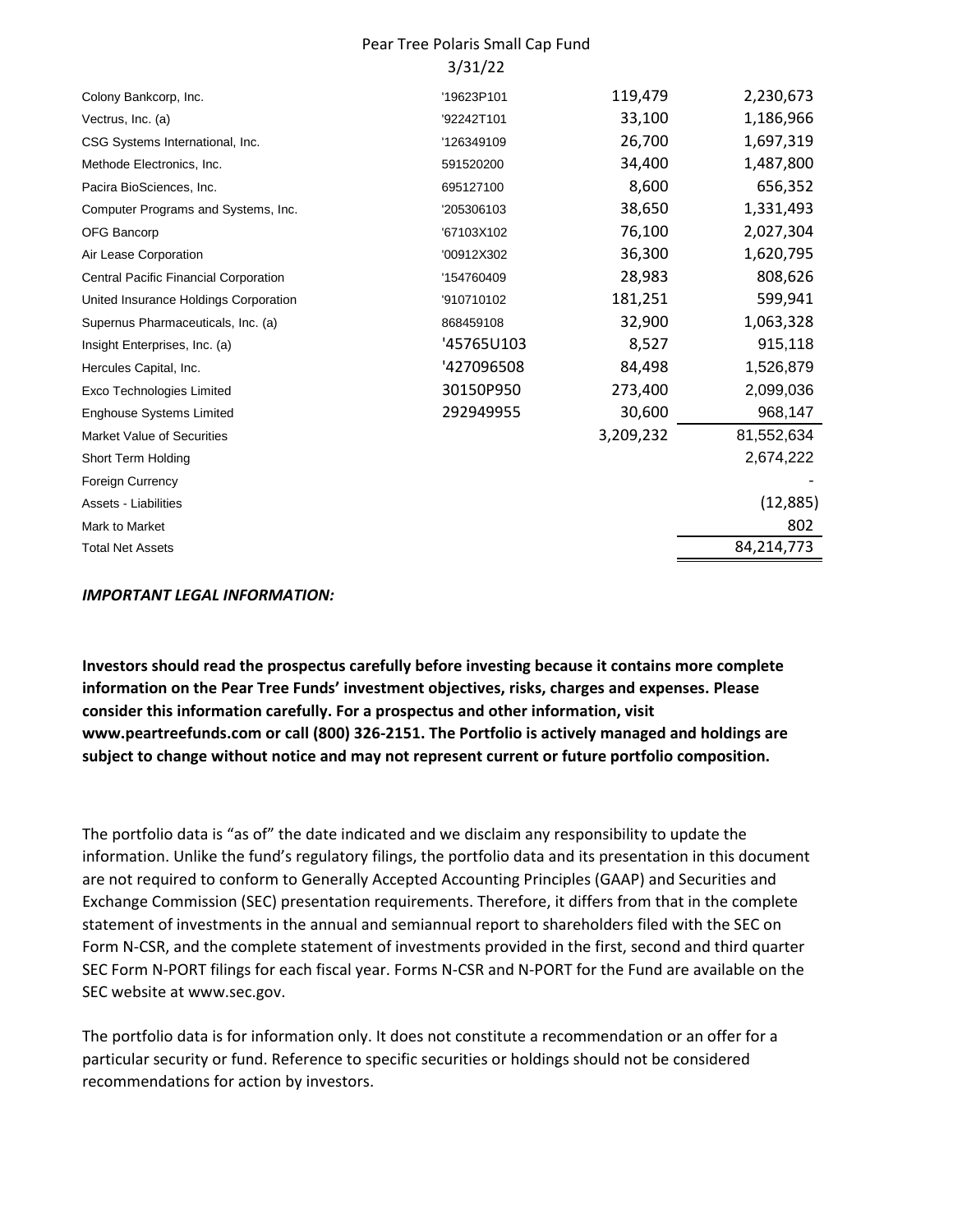Pear Tree Polaris Small Cap Fund
3/31/22

| | | | |
|---|---|---|---|
| Colony Bankcorp, Inc. | '19623P101 | 119,479 | 2,230,673 |
| Vectrus, Inc. (a) | '92242T101 | 33,100 | 1,186,966 |
| CSG Systems International, Inc. | '126349109 | 26,700 | 1,697,319 |
| Methode Electronics, Inc. | 591520200 | 34,400 | 1,487,800 |
| Pacira BioSciences, Inc. | 695127100 | 8,600 | 656,352 |
| Computer Programs and Systems, Inc. | '205306103 | 38,650 | 1,331,493 |
| OFG Bancorp | '67103X102 | 76,100 | 2,027,304 |
| Air Lease Corporation | '00912X302 | 36,300 | 1,620,795 |
| Central Pacific Financial Corporation | '154760409 | 28,983 | 808,626 |
| United Insurance Holdings Corporation | '910710102 | 181,251 | 599,941 |
| Supernus Pharmaceuticals, Inc. (a) | 868459108 | 32,900 | 1,063,328 |
| Insight Enterprises, Inc. (a) | '45765U103 | 8,527 | 915,118 |
| Hercules Capital, Inc. | '427096508 | 84,498 | 1,526,879 |
| Exco Technologies Limited | 30150P950 | 273,400 | 2,099,036 |
| Enghouse Systems Limited | 292949955 | 30,600 | 968,147 |
| Market Value of Securities | | 3,209,232 | 81,552,634 |
| Short Term Holding | | | 2,674,222 |
| Foreign Currency | | | - |
| Assets - Liabilities | | | (12,885) |
| Mark to Market | | | 802 |
| Total Net Assets | | | 84,214,773 |

***IMPORTANT LEGAL INFORMATION:***

**Investors should read the prospectus carefully before investing because it contains more complete information on the Pear Tree Funds' investment objectives, risks, charges and expenses. Please consider this information carefully. For a prospectus and other information, visit www.peartreefunds.com or call (800) 326-2151. The Portfolio is actively managed and holdings are subject to change without notice and may not represent current or future portfolio composition.**

The portfolio data is "as of" the date indicated and we disclaim any responsibility to update the information. Unlike the fund's regulatory filings, the portfolio data and its presentation in this document are not required to conform to Generally Accepted Accounting Principles (GAAP) and Securities and Exchange Commission (SEC) presentation requirements. Therefore, it differs from that in the complete statement of investments in the annual and semiannual report to shareholders filed with the SEC on Form N-CSR, and the complete statement of investments provided in the first, second and third quarter SEC Form N-PORT filings for each fiscal year. Forms N-CSR and N-PORT for the Fund are available on the SEC website at www.sec.gov.

The portfolio data is for information only. It does not constitute a recommendation or an offer for a particular security or fund. Reference to specific securities or holdings should not be considered recommendations for action by investors.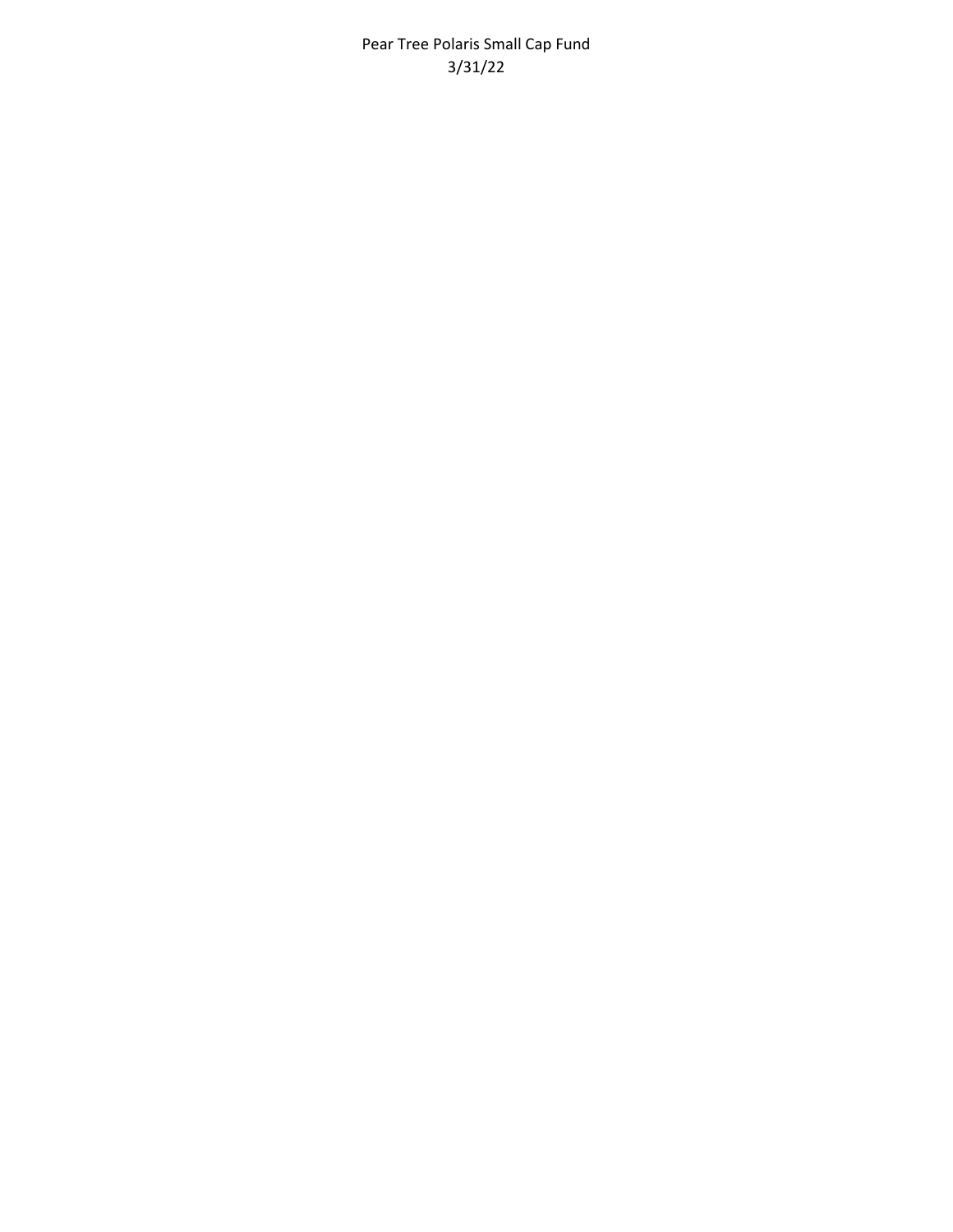Pear Tree Polaris Small Cap Fund

3/31/22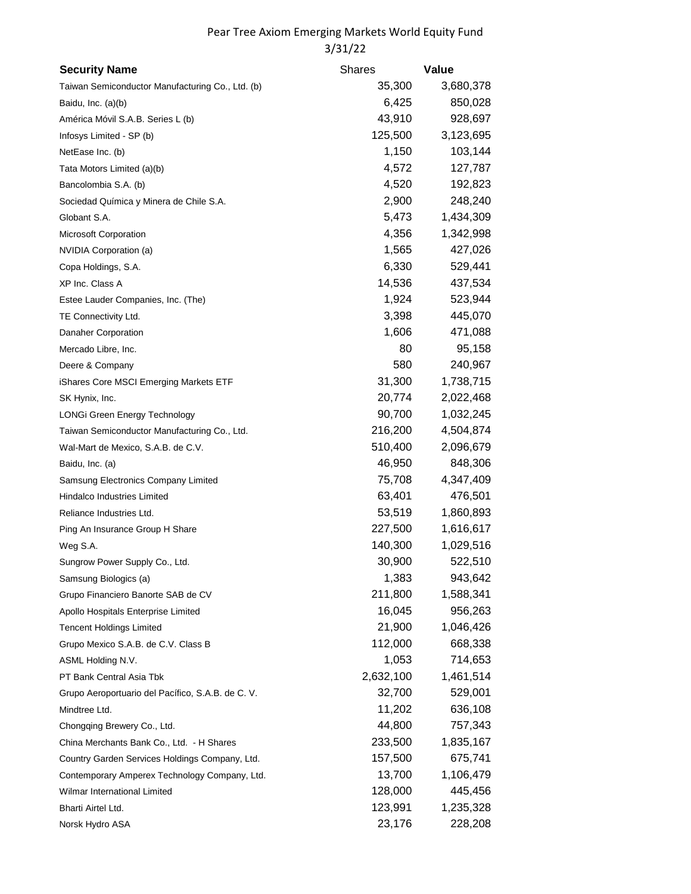# Pear Tree Axiom Emerging Markets World Equity Fund

3/31/22

| Security Name | Shares | Value |
|---|---|---|
| Taiwan Semiconductor Manufacturing Co., Ltd. (b) | 35,300 | 3,680,378 |
| Baidu, Inc. (a)(b) | 6,425 | 850,028 |
| América Móvil S.A.B. Series L (b) | 43,910 | 928,697 |
| Infosys Limited - SP (b) | 125,500 | 3,123,695 |
| NetEase Inc. (b) | 1,150 | 103,144 |
| Tata Motors Limited (a)(b) | 4,572 | 127,787 |
| Bancolombia S.A. (b) | 4,520 | 192,823 |
| Sociedad Química y Minera de Chile S.A. | 2,900 | 248,240 |
| Globant S.A. | 5,473 | 1,434,309 |
| Microsoft Corporation | 4,356 | 1,342,998 |
| NVIDIA Corporation (a) | 1,565 | 427,026 |
| Copa Holdings, S.A. | 6,330 | 529,441 |
| XP Inc. Class A | 14,536 | 437,534 |
| Estee Lauder Companies, Inc. (The) | 1,924 | 523,944 |
| TE Connectivity Ltd. | 3,398 | 445,070 |
| Danaher Corporation | 1,606 | 471,088 |
| Mercado Libre, Inc. | 80 | 95,158 |
| Deere & Company | 580 | 240,967 |
| iShares Core MSCI Emerging Markets ETF | 31,300 | 1,738,715 |
| SK Hynix, Inc. | 20,774 | 2,022,468 |
| LONGi Green Energy Technology | 90,700 | 1,032,245 |
| Taiwan Semiconductor Manufacturing Co., Ltd. | 216,200 | 4,504,874 |
| Wal-Mart de Mexico, S.A.B. de C.V. | 510,400 | 2,096,679 |
| Baidu, Inc. (a) | 46,950 | 848,306 |
| Samsung Electronics Company Limited | 75,708 | 4,347,409 |
| Hindalco Industries Limited | 63,401 | 476,501 |
| Reliance Industries Ltd. | 53,519 | 1,860,893 |
| Ping An Insurance Group H Share | 227,500 | 1,616,617 |
| Weg S.A. | 140,300 | 1,029,516 |
| Sungrow Power Supply Co., Ltd. | 30,900 | 522,510 |
| Samsung Biologics (a) | 1,383 | 943,642 |
| Grupo Financiero Banorte SAB de CV | 211,800 | 1,588,341 |
| Apollo Hospitals Enterprise Limited | 16,045 | 956,263 |
| Tencent Holdings Limited | 21,900 | 1,046,426 |
| Grupo Mexico S.A.B. de C.V. Class B | 112,000 | 668,338 |
| ASML Holding N.V. | 1,053 | 714,653 |
| PT Bank Central Asia Tbk | 2,632,100 | 1,461,514 |
| Grupo Aeroportuario del Pacífico, S.A.B. de C. V. | 32,700 | 529,001 |
| Mindtree Ltd. | 11,202 | 636,108 |
| Chongqing Brewery Co., Ltd. | 44,800 | 757,343 |
| China Merchants Bank Co., Ltd. - H Shares | 233,500 | 1,835,167 |
| Country Garden Services Holdings Company, Ltd. | 157,500 | 675,741 |
| Contemporary Amperex Technology Company, Ltd. | 13,700 | 1,106,479 |
| Wilmar International Limited | 128,000 | 445,456 |
| Bharti Airtel Ltd. | 123,991 | 1,235,328 |
| Norsk Hydro ASA | 23,176 | 228,208 |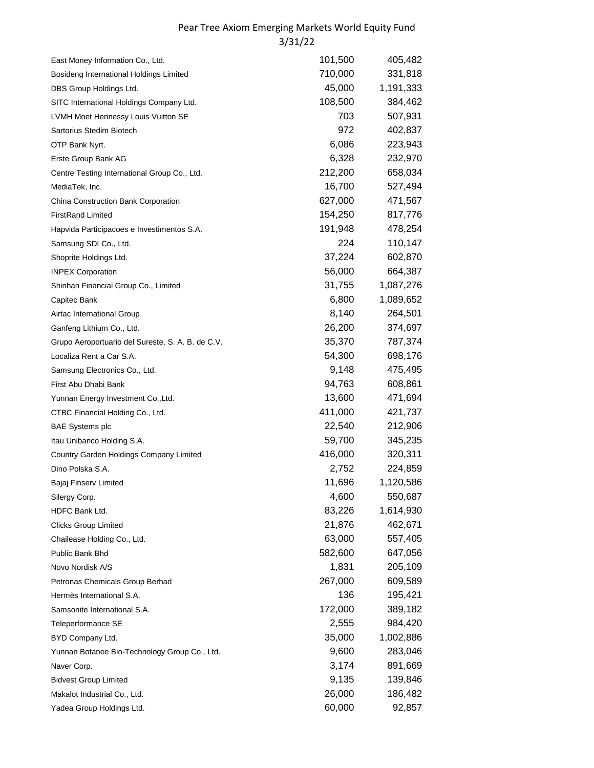Pear Tree Axiom Emerging Markets World Equity Fund
3/31/22

| | | |
|---|---|---|
| East Money Information Co., Ltd. | 101,500 | 405,482 |
| Bosideng International Holdings Limited | 710,000 | 331,818 |
| DBS Group Holdings Ltd. | 45,000 | 1,191,333 |
| SITC International Holdings Company Ltd. | 108,500 | 384,462 |
| LVMH Moet Hennessy Louis Vuitton SE | 703 | 507,931 |
| Sartorius Stedim Biotech | 972 | 402,837 |
| OTP Bank Nyrt. | 6,086 | 223,943 |
| Erste Group Bank AG | 6,328 | 232,970 |
| Centre Testing International Group Co., Ltd. | 212,200 | 658,034 |
| MediaTek, Inc. | 16,700 | 527,494 |
| China Construction Bank Corporation | 627,000 | 471,567 |
| FirstRand Limited | 154,250 | 817,776 |
| Hapvida Participacoes e Investimentos S.A. | 191,948 | 478,254 |
| Samsung SDI Co., Ltd. | 224 | 110,147 |
| Shoprite Holdings Ltd. | 37,224 | 602,870 |
| INPEX Corporation | 56,000 | 664,387 |
| Shinhan Financial Group Co., Limited | 31,755 | 1,087,276 |
| Capitec Bank | 6,800 | 1,089,652 |
| Airtac International Group | 8,140 | 264,501 |
| Ganfeng Lithium Co., Ltd. | 26,200 | 374,697 |
| Grupo Aeroportuario del Sureste, S. A. B. de C.V. | 35,370 | 787,374 |
| Localiza Rent a Car S.A. | 54,300 | 698,176 |
| Samsung Electronics Co., Ltd. | 9,148 | 475,495 |
| First Abu Dhabi Bank | 94,763 | 608,861 |
| Yunnan Energy Investment Co.,Ltd. | 13,600 | 471,694 |
| CTBC Financial Holding Co., Ltd. | 411,000 | 421,737 |
| BAE Systems plc | 22,540 | 212,906 |
| Itau Unibanco Holding S.A. | 59,700 | 345,235 |
| Country Garden Holdings Company Limited | 416,000 | 320,311 |
| Dino Polska S.A. | 2,752 | 224,859 |
| Bajaj Finserv Limited | 11,696 | 1,120,586 |
| Silergy Corp. | 4,600 | 550,687 |
| HDFC Bank Ltd. | 83,226 | 1,614,930 |
| Clicks Group Limited | 21,876 | 462,671 |
| Chailease Holding Co., Ltd. | 63,000 | 557,405 |
| Public Bank Bhd | 582,600 | 647,056 |
| Novo Nordisk A/S | 1,831 | 205,109 |
| Petronas Chemicals Group Berhad | 267,000 | 609,589 |
| Hermès International S.A. | 136 | 195,421 |
| Samsonite International S.A. | 172,000 | 389,182 |
| Teleperformance SE | 2,555 | 984,420 |
| BYD Company Ltd. | 35,000 | 1,002,886 |
| Yunnan Botanee Bio-Technology Group Co., Ltd. | 9,600 | 283,046 |
| Naver Corp. | 3,174 | 891,669 |
| Bidvest Group Limited | 9,135 | 139,846 |
| Makalot Industrial Co., Ltd. | 26,000 | 186,482 |
| Yadea Group Holdings Ltd. | 60,000 | 92,857 |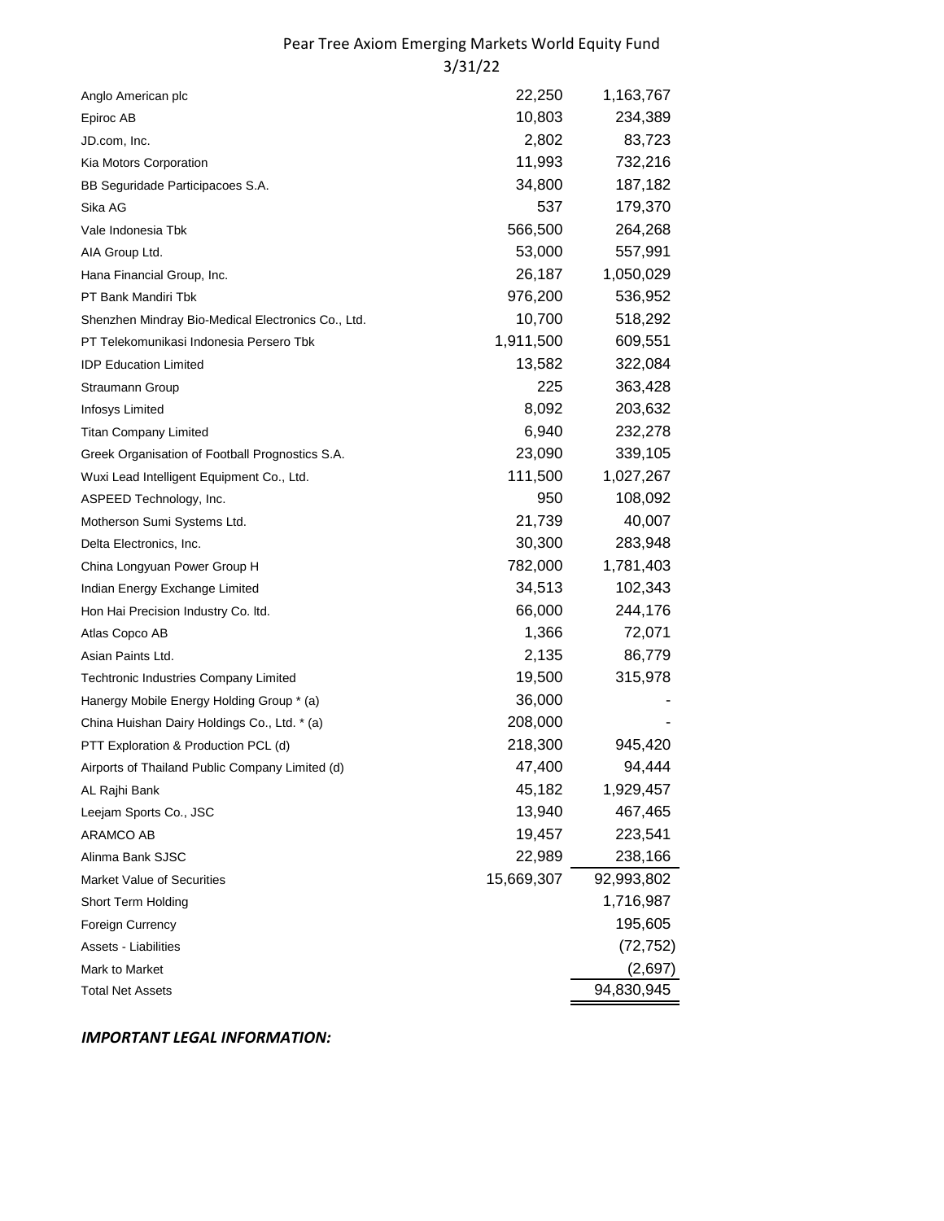# Pear Tree Axiom Emerging Markets World Equity Fund

3/31/22

| | | |
|---|---:|---:|
| Anglo American plc | 22,250 | 1,163,767 |
| Epiroc AB | 10,803 | 234,389 |
| JD.com, Inc. | 2,802 | 83,723 |
| Kia Motors Corporation | 11,993 | 732,216 |
| BB Seguridade Participacoes S.A. | 34,800 | 187,182 |
| Sika AG | 537 | 179,370 |
| Vale Indonesia Tbk | 566,500 | 264,268 |
| AIA Group Ltd. | 53,000 | 557,991 |
| Hana Financial Group, Inc. | 26,187 | 1,050,029 |
| PT Bank Mandiri Tbk | 976,200 | 536,952 |
| Shenzhen Mindray Bio-Medical Electronics Co., Ltd. | 10,700 | 518,292 |
| PT Telekomunikasi Indonesia Persero Tbk | 1,911,500 | 609,551 |
| IDP Education Limited | 13,582 | 322,084 |
| Straumann Group | 225 | 363,428 |
| Infosys Limited | 8,092 | 203,632 |
| Titan Company Limited | 6,940 | 232,278 |
| Greek Organisation of Football Prognostics S.A. | 23,090 | 339,105 |
| Wuxi Lead Intelligent Equipment Co., Ltd. | 111,500 | 1,027,267 |
| ASPEED Technology, Inc. | 950 | 108,092 |
| Motherson Sumi Systems Ltd. | 21,739 | 40,007 |
| Delta Electronics, Inc. | 30,300 | 283,948 |
| China Longyuan Power Group H | 782,000 | 1,781,403 |
| Indian Energy Exchange Limited | 34,513 | 102,343 |
| Hon Hai Precision Industry Co. ltd. | 66,000 | 244,176 |
| Atlas Copco AB | 1,366 | 72,071 |
| Asian Paints Ltd. | 2,135 | 86,779 |
| Techtronic Industries Company Limited | 19,500 | 315,978 |
| Hanergy Mobile Energy Holding Group * (a) | 36,000 | - |
| China Huishan Dairy Holdings Co., Ltd. * (a) | 208,000 | - |
| PTT Exploration & Production PCL (d) | 218,300 | 945,420 |
| Airports of Thailand Public Company Limited (d) | 47,400 | 94,444 |
| AL Rajhi Bank | 45,182 | 1,929,457 |
| Leejam Sports Co., JSC | 13,940 | 467,465 |
| ARAMCO AB | 19,457 | 223,541 |
| Alinma Bank SJSC | 22,989 | 238,166 |
| Market Value of Securities | 15,669,307 | 92,993,802 |
| Short Term Holding | | 1,716,987 |
| Foreign Currency | | 195,605 |
| Assets - Liabilities | | (72,752) |
| Mark to Market | | (2,697) |
| Total Net Assets | | 94,830,945 |

***IMPORTANT LEGAL INFORMATION:***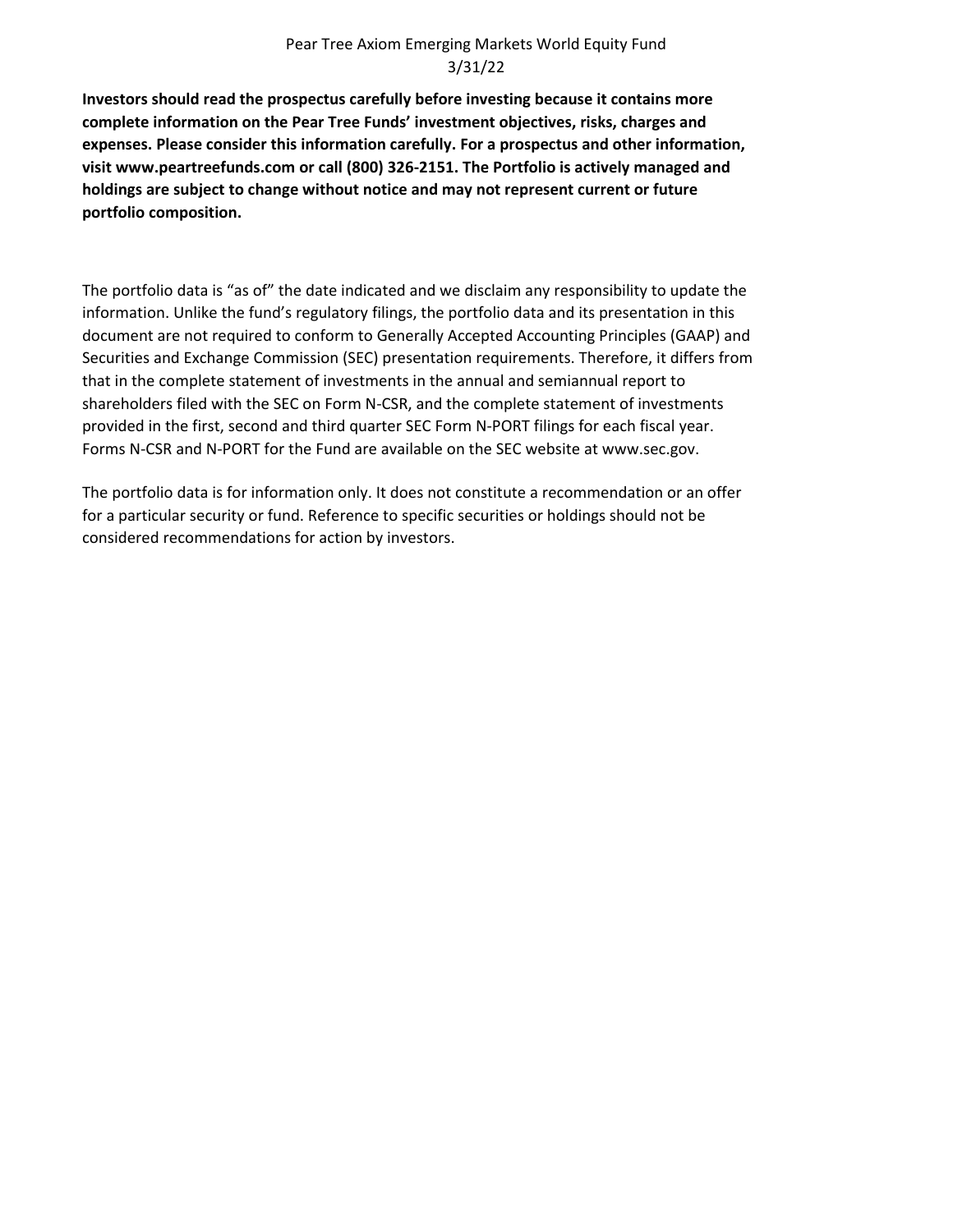Pear Tree Axiom Emerging Markets World Equity Fund
3/31/22

**Investors should read the prospectus carefully before investing because it contains more complete information on the Pear Tree Funds' investment objectives, risks, charges and expenses. Please consider this information carefully. For a prospectus and other information, visit www.peartreefunds.com or call (800) 326-2151. The Portfolio is actively managed and holdings are subject to change without notice and may not represent current or future portfolio composition.**

The portfolio data is "as of" the date indicated and we disclaim any responsibility to update the information. Unlike the fund's regulatory filings, the portfolio data and its presentation in this document are not required to conform to Generally Accepted Accounting Principles (GAAP) and Securities and Exchange Commission (SEC) presentation requirements. Therefore, it differs from that in the complete statement of investments in the annual and semiannual report to shareholders filed with the SEC on Form N-CSR, and the complete statement of investments provided in the first, second and third quarter SEC Form N-PORT filings for each fiscal year. Forms N-CSR and N-PORT for the Fund are available on the SEC website at www.sec.gov.

The portfolio data is for information only. It does not constitute a recommendation or an offer for a particular security or fund. Reference to specific securities or holdings should not be considered recommendations for action by investors.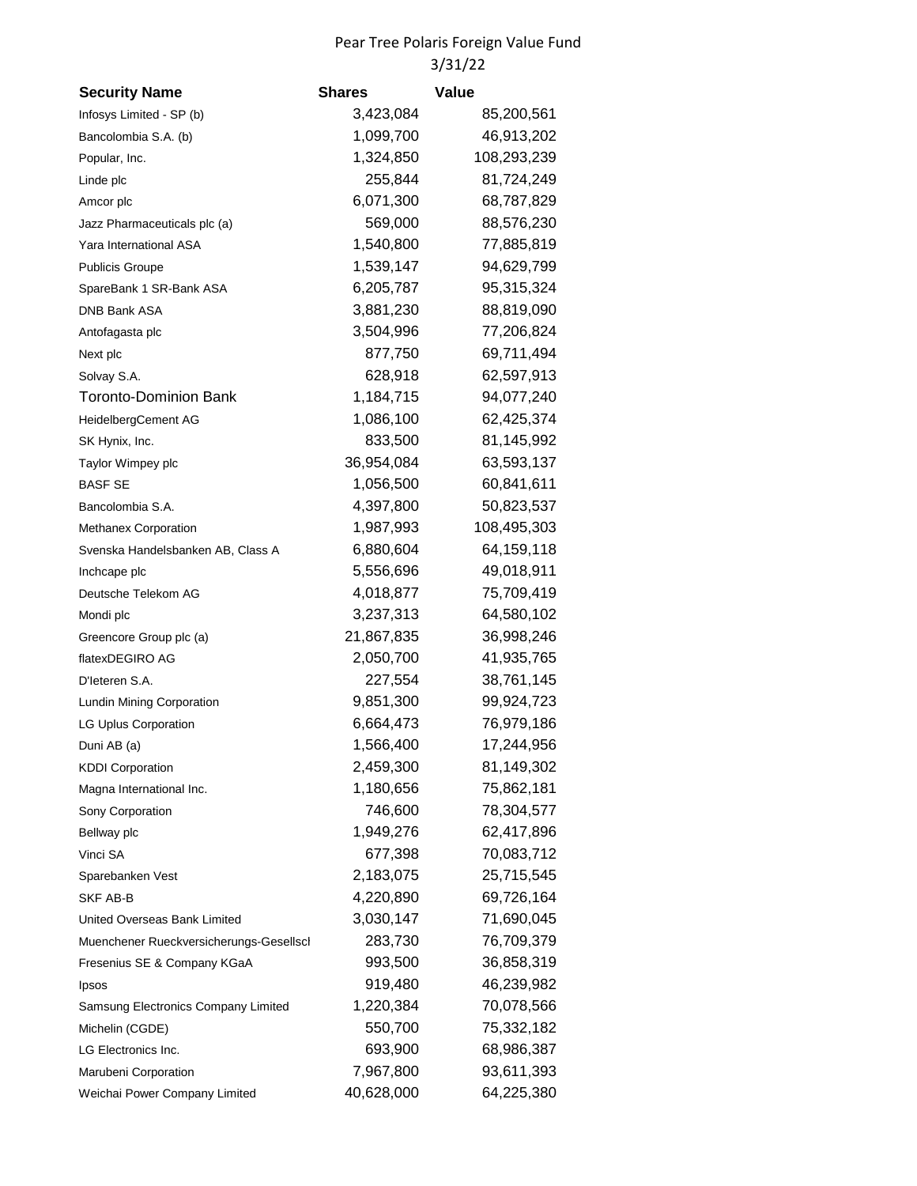# Pear Tree Polaris Foreign Value Fund

3/31/22

| Security Name | Shares | Value |
|---|---|---|
| Infosys Limited - SP (b) | 3,423,084 | 85,200,561 |
| Bancolombia S.A. (b) | 1,099,700 | 46,913,202 |
| Popular, Inc. | 1,324,850 | 108,293,239 |
| Linde plc | 255,844 | 81,724,249 |
| Amcor plc | 6,071,300 | 68,787,829 |
| Jazz Pharmaceuticals plc (a) | 569,000 | 88,576,230 |
| Yara International ASA | 1,540,800 | 77,885,819 |
| Publicis Groupe | 1,539,147 | 94,629,799 |
| SpareBank 1 SR-Bank ASA | 6,205,787 | 95,315,324 |
| DNB Bank ASA | 3,881,230 | 88,819,090 |
| Antofagasta plc | 3,504,996 | 77,206,824 |
| Next plc | 877,750 | 69,711,494 |
| Solvay S.A. | 628,918 | 62,597,913 |
| Toronto-Dominion Bank | 1,184,715 | 94,077,240 |
| HeidelbergCement AG | 1,086,100 | 62,425,374 |
| SK Hynix, Inc. | 833,500 | 81,145,992 |
| Taylor Wimpey plc | 36,954,084 | 63,593,137 |
| BASF SE | 1,056,500 | 60,841,611 |
| Bancolombia S.A. | 4,397,800 | 50,823,537 |
| Methanex Corporation | 1,987,993 | 108,495,303 |
| Svenska Handelsbanken AB, Class A | 6,880,604 | 64,159,118 |
| Inchcape plc | 5,556,696 | 49,018,911 |
| Deutsche Telekom AG | 4,018,877 | 75,709,419 |
| Mondi plc | 3,237,313 | 64,580,102 |
| Greencore Group plc (a) | 21,867,835 | 36,998,246 |
| flatexDEGIRO AG | 2,050,700 | 41,935,765 |
| D'Ieteren S.A. | 227,554 | 38,761,145 |
| Lundin Mining Corporation | 9,851,300 | 99,924,723 |
| LG Uplus Corporation | 6,664,473 | 76,979,186 |
| Duni AB (a) | 1,566,400 | 17,244,956 |
| KDDI Corporation | 2,459,300 | 81,149,302 |
| Magna International Inc. | 1,180,656 | 75,862,181 |
| Sony Corporation | 746,600 | 78,304,577 |
| Bellway plc | 1,949,276 | 62,417,896 |
| Vinci SA | 677,398 | 70,083,712 |
| Sparebanken Vest | 2,183,075 | 25,715,545 |
| SKF AB-B | 4,220,890 | 69,726,164 |
| United Overseas Bank Limited | 3,030,147 | 71,690,045 |
| Muenchener Rueckversicherungs-Gesellscl | 283,730 | 76,709,379 |
| Fresenius SE & Company KGaA | 993,500 | 36,858,319 |
| Ipsos | 919,480 | 46,239,982 |
| Samsung Electronics Company Limited | 1,220,384 | 70,078,566 |
| Michelin (CGDE) | 550,700 | 75,332,182 |
| LG Electronics Inc. | 693,900 | 68,986,387 |
| Marubeni Corporation | 7,967,800 | 93,611,393 |
| Weichai Power Company Limited | 40,628,000 | 64,225,380 |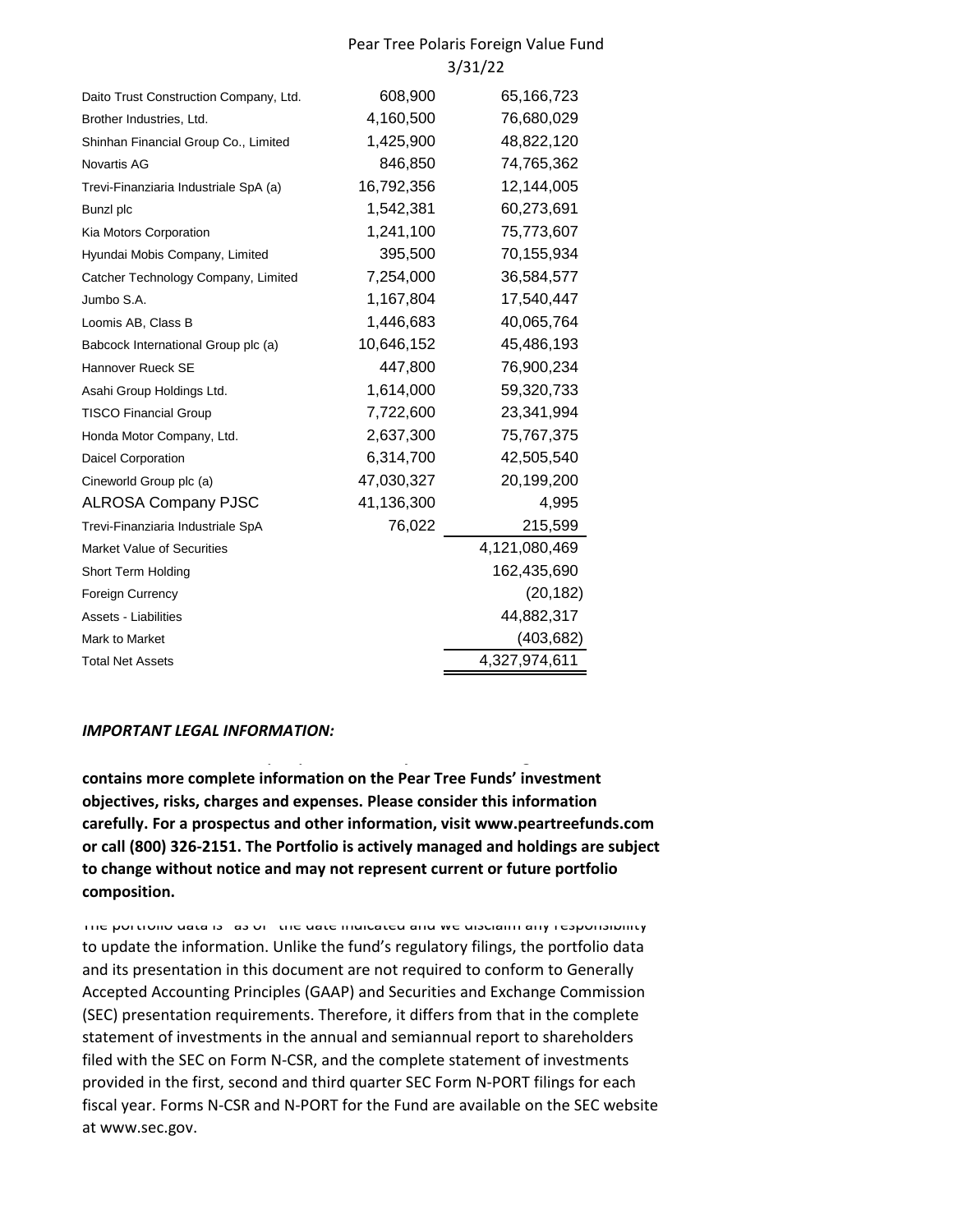Pear Tree Polaris Foreign Value Fund
3/31/22

| | | |
|---|---|---|
| Daito Trust Construction Company, Ltd. | 608,900 | 65,166,723 |
| Brother Industries, Ltd. | 4,160,500 | 76,680,029 |
| Shinhan Financial Group Co., Limited | 1,425,900 | 48,822,120 |
| Novartis AG | 846,850 | 74,765,362 |
| Trevi-Finanziaria Industriale SpA (a) | 16,792,356 | 12,144,005 |
| Bunzl plc | 1,542,381 | 60,273,691 |
| Kia Motors Corporation | 1,241,100 | 75,773,607 |
| Hyundai Mobis Company, Limited | 395,500 | 70,155,934 |
| Catcher Technology Company, Limited | 7,254,000 | 36,584,577 |
| Jumbo S.A. | 1,167,804 | 17,540,447 |
| Loomis AB, Class B | 1,446,683 | 40,065,764 |
| Babcock International Group plc (a) | 10,646,152 | 45,486,193 |
| Hannover Rueck SE | 447,800 | 76,900,234 |
| Asahi Group Holdings Ltd. | 1,614,000 | 59,320,733 |
| TISCO Financial Group | 7,722,600 | 23,341,994 |
| Honda Motor Company, Ltd. | 2,637,300 | 75,767,375 |
| Daicel Corporation | 6,314,700 | 42,505,540 |
| Cineworld Group plc (a) | 47,030,327 | 20,199,200 |
| ALROSA Company PJSC | 41,136,300 | 4,995 |
| Trevi-Finanziaria Industriale SpA | 76,022 | 215,599 |
| Market Value of Securities | | 4,121,080,469 |
| Short Term Holding | | 162,435,690 |
| Foreign Currency | | (20,182) |
| Assets - Liabilities | | 44,882,317 |
| Mark to Market | | (403,682) |
| Total Net Assets | | 4,327,974,611 |

***IMPORTANT LEGAL INFORMATION:***

**contains more complete information on the Pear Tree Funds' investment objectives, risks, charges and expenses. Please consider this information carefully. For a prospectus and other information, visit www.peartreefunds.com or call (800) 326-2151. The Portfolio is actively managed and holdings are subject to change without notice and may not represent current or future portfolio composition.**

The portfolio data is "as of" the date indicated and we disclaim any responsibility to update the information. Unlike the fund's regulatory filings, the portfolio data and its presentation in this document are not required to conform to Generally Accepted Accounting Principles (GAAP) and Securities and Exchange Commission (SEC) presentation requirements. Therefore, it differs from that in the complete statement of investments in the annual and semiannual report to shareholders filed with the SEC on Form N-CSR, and the complete statement of investments provided in the first, second and third quarter SEC Form N-PORT filings for each fiscal year. Forms N-CSR and N-PORT for the Fund are available on the SEC website at www.sec.gov.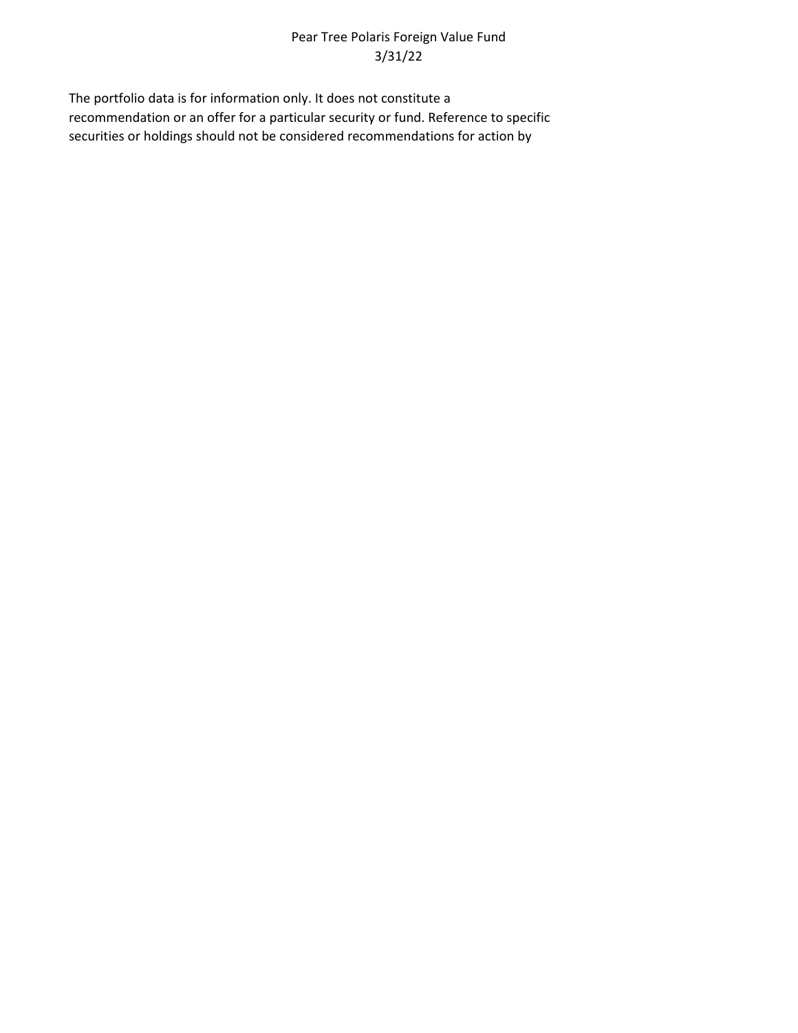Pear Tree Polaris Foreign Value Fund
3/31/22

The portfolio data is for information only. It does not constitute a recommendation or an offer for a particular security or fund. Reference to specific securities or holdings should not be considered recommendations for action by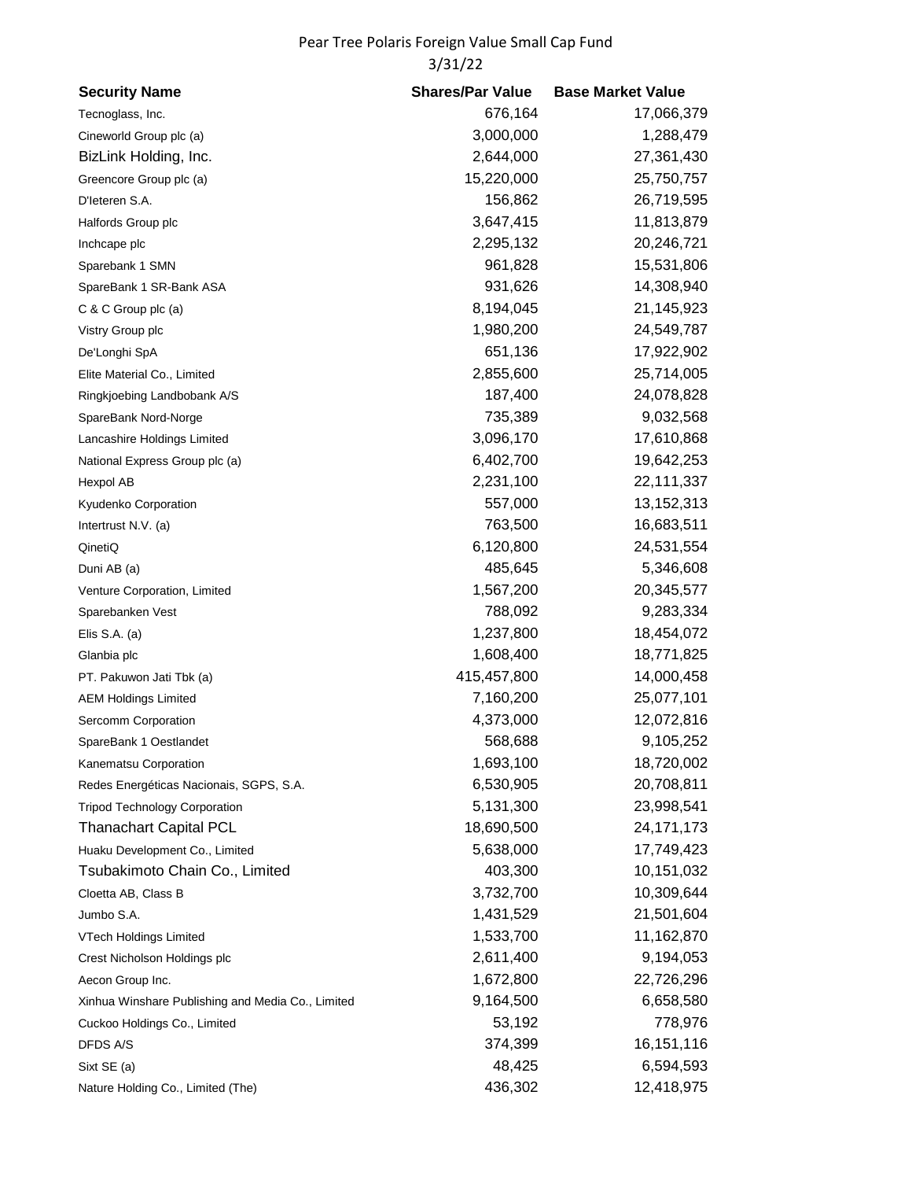Pear Tree Polaris Foreign Value Small Cap Fund

3/31/22

| Security Name | Shares/Par Value | Base Market Value |
|---|---|---|
| Tecnoglass, Inc. | 676,164 | 17,066,379 |
| Cineworld Group plc (a) | 3,000,000 | 1,288,479 |
| BizLink Holding, Inc. | 2,644,000 | 27,361,430 |
| Greencore Group plc (a) | 15,220,000 | 25,750,757 |
| D'Ieteren S.A. | 156,862 | 26,719,595 |
| Halfords Group plc | 3,647,415 | 11,813,879 |
| Inchcape plc | 2,295,132 | 20,246,721 |
| Sparebank 1 SMN | 961,828 | 15,531,806 |
| SpareBank 1 SR-Bank ASA | 931,626 | 14,308,940 |
| C & C Group plc (a) | 8,194,045 | 21,145,923 |
| Vistry Group plc | 1,980,200 | 24,549,787 |
| De'Longhi SpA | 651,136 | 17,922,902 |
| Elite Material Co., Limited | 2,855,600 | 25,714,005 |
| Ringkjoebing Landbobank A/S | 187,400 | 24,078,828 |
| SpareBank Nord-Norge | 735,389 | 9,032,568 |
| Lancashire Holdings Limited | 3,096,170 | 17,610,868 |
| National Express Group plc (a) | 6,402,700 | 19,642,253 |
| Hexpol AB | 2,231,100 | 22,111,337 |
| Kyudenko Corporation | 557,000 | 13,152,313 |
| Intertrust N.V. (a) | 763,500 | 16,683,511 |
| QinetiQ | 6,120,800 | 24,531,554 |
| Duni AB (a) | 485,645 | 5,346,608 |
| Venture Corporation, Limited | 1,567,200 | 20,345,577 |
| Sparebanken Vest | 788,092 | 9,283,334 |
| Elis S.A. (a) | 1,237,800 | 18,454,072 |
| Glanbia plc | 1,608,400 | 18,771,825 |
| PT. Pakuwon Jati Tbk (a) | 415,457,800 | 14,000,458 |
| AEM Holdings Limited | 7,160,200 | 25,077,101 |
| Sercomm Corporation | 4,373,000 | 12,072,816 |
| SpareBank 1 Oestlandet | 568,688 | 9,105,252 |
| Kanematsu Corporation | 1,693,100 | 18,720,002 |
| Redes Energéticas Nacionais, SGPS, S.A. | 6,530,905 | 20,708,811 |
| Tripod Technology Corporation | 5,131,300 | 23,998,541 |
| Thanachart Capital PCL | 18,690,500 | 24,171,173 |
| Huaku Development Co., Limited | 5,638,000 | 17,749,423 |
| Tsubakimoto Chain Co., Limited | 403,300 | 10,151,032 |
| Cloetta AB, Class B | 3,732,700 | 10,309,644 |
| Jumbo S.A. | 1,431,529 | 21,501,604 |
| VTech Holdings Limited | 1,533,700 | 11,162,870 |
| Crest Nicholson Holdings plc | 2,611,400 | 9,194,053 |
| Aecon Group Inc. | 1,672,800 | 22,726,296 |
| Xinhua Winshare Publishing and Media Co., Limited | 9,164,500 | 6,658,580 |
| Cuckoo Holdings Co., Limited | 53,192 | 778,976 |
| DFDS A/S | 374,399 | 16,151,116 |
| Sixt SE (a) | 48,425 | 6,594,593 |
| Nature Holding Co., Limited (The) | 436,302 | 12,418,975 |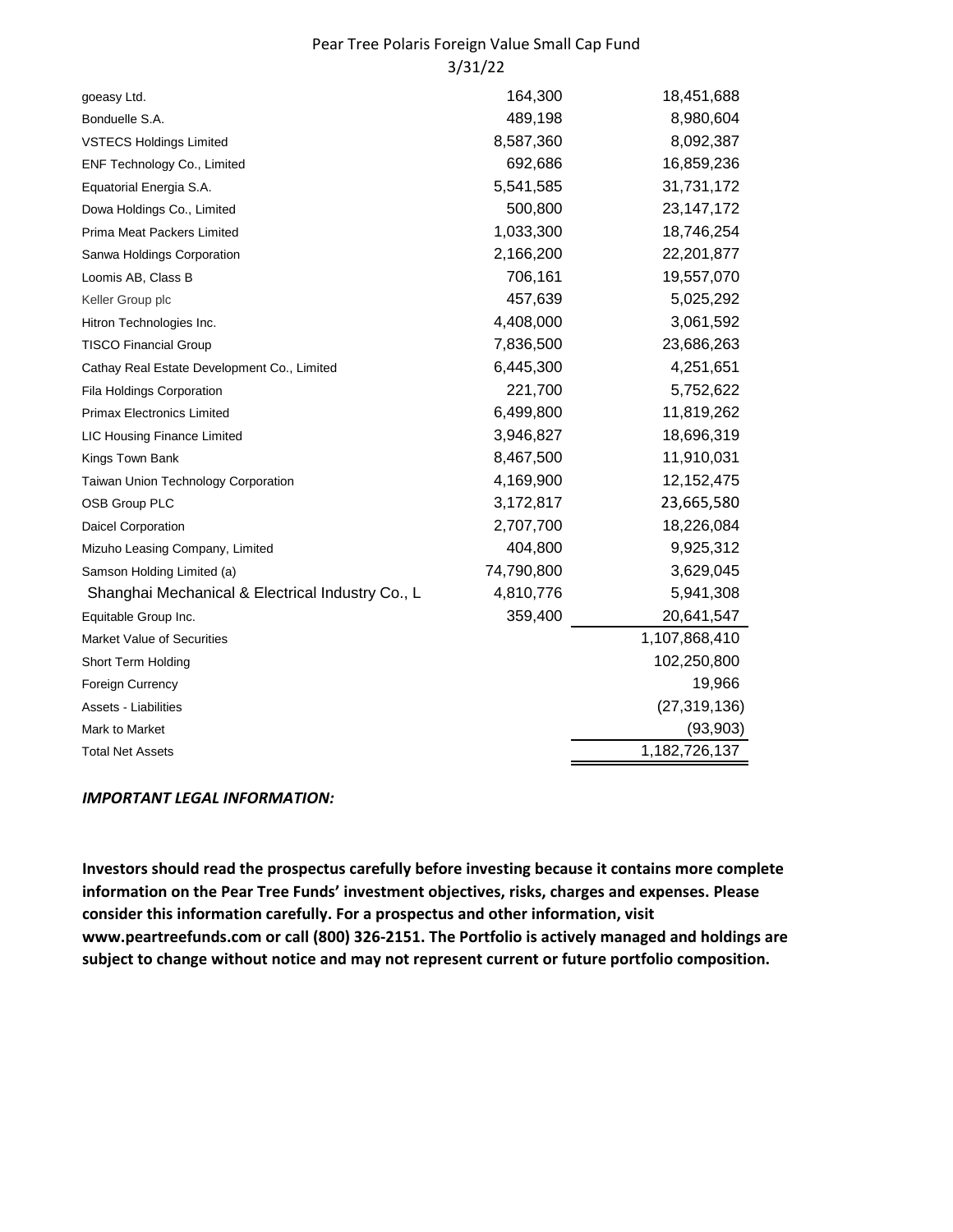Pear Tree Polaris Foreign Value Small Cap Fund
3/31/22

| | | |
|---|---|---|
| goeasy Ltd. | 164,300 | 18,451,688 |
| Bonduelle S.A. | 489,198 | 8,980,604 |
| VSTECS Holdings Limited | 8,587,360 | 8,092,387 |
| ENF Technology Co., Limited | 692,686 | 16,859,236 |
| Equatorial Energia S.A. | 5,541,585 | 31,731,172 |
| Dowa Holdings Co., Limited | 500,800 | 23,147,172 |
| Prima Meat Packers Limited | 1,033,300 | 18,746,254 |
| Sanwa Holdings Corporation | 2,166,200 | 22,201,877 |
| Loomis AB, Class B | 706,161 | 19,557,070 |
| Keller Group plc | 457,639 | 5,025,292 |
| Hitron Technologies Inc. | 4,408,000 | 3,061,592 |
| TISCO Financial Group | 7,836,500 | 23,686,263 |
| Cathay Real Estate Development Co., Limited | 6,445,300 | 4,251,651 |
| Fila Holdings Corporation | 221,700 | 5,752,622 |
| Primax Electronics Limited | 6,499,800 | 11,819,262 |
| LIC Housing Finance Limited | 3,946,827 | 18,696,319 |
| Kings Town Bank | 8,467,500 | 11,910,031 |
| Taiwan Union Technology Corporation | 4,169,900 | 12,152,475 |
| OSB Group PLC | 3,172,817 | 23,665,580 |
| Daicel Corporation | 2,707,700 | 18,226,084 |
| Mizuho Leasing Company, Limited | 404,800 | 9,925,312 |
| Samson Holding Limited (a) | 74,790,800 | 3,629,045 |
| Shanghai Mechanical & Electrical Industry Co., L | 4,810,776 | 5,941,308 |
| Equitable Group Inc. | 359,400 | 20,641,547 |
| Market Value of Securities | | 1,107,868,410 |
| Short Term Holding | | 102,250,800 |
| Foreign Currency | | 19,966 |
| Assets - Liabilities | | (27,319,136) |
| Mark to Market | | (93,903) |
| Total Net Assets | | 1,182,726,137 |

***IMPORTANT LEGAL INFORMATION:***

**Investors should read the prospectus carefully before investing because it contains more complete information on the Pear Tree Funds' investment objectives, risks, charges and expenses. Please consider this information carefully. For a prospectus and other information, visit www.peartreefunds.com or call (800) 326-2151. The Portfolio is actively managed and holdings are subject to change without notice and may not represent current or future portfolio composition.**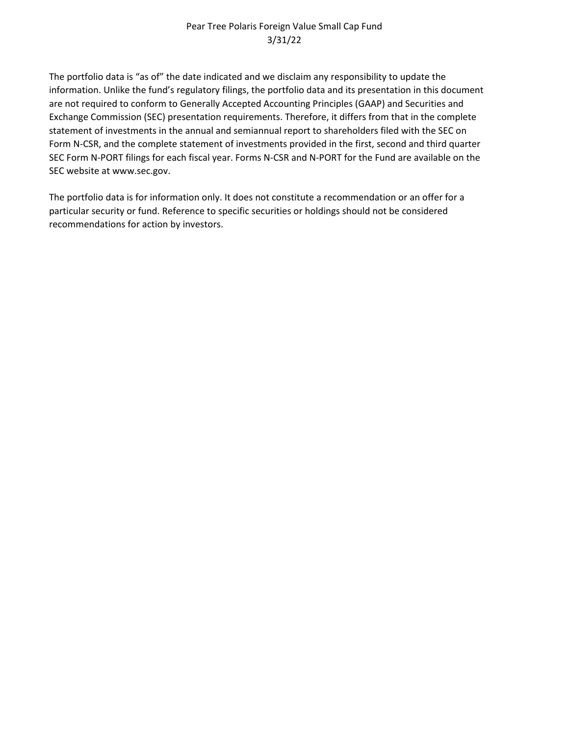Pear Tree Polaris Foreign Value Small Cap Fund
3/31/22

The portfolio data is "as of" the date indicated and we disclaim any responsibility to update the information. Unlike the fund's regulatory filings, the portfolio data and its presentation in this document are not required to conform to Generally Accepted Accounting Principles (GAAP) and Securities and Exchange Commission (SEC) presentation requirements. Therefore, it differs from that in the complete statement of investments in the annual and semiannual report to shareholders filed with the SEC on Form N-CSR, and the complete statement of investments provided in the first, second and third quarter SEC Form N-PORT filings for each fiscal year. Forms N-CSR and N-PORT for the Fund are available on the SEC website at www.sec.gov.

The portfolio data is for information only. It does not constitute a recommendation or an offer for a particular security or fund. Reference to specific securities or holdings should not be considered recommendations for action by investors.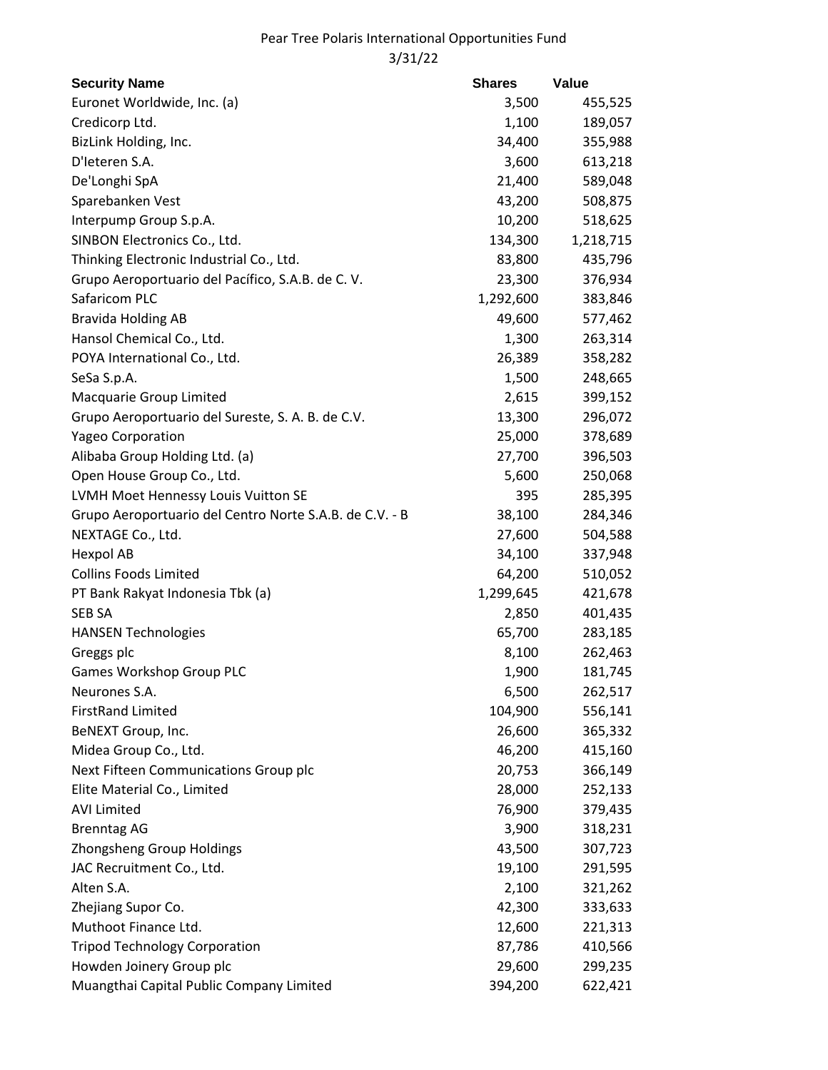Pear Tree Polaris International Opportunities Fund
3/31/22

| Security Name | Shares | Value |
| --- | --- | --- |
| Euronet Worldwide, Inc. (a) | 3,500 | 455,525 |
| Credicorp Ltd. | 1,100 | 189,057 |
| BizLink Holding, Inc. | 34,400 | 355,988 |
| D'Ieteren S.A. | 3,600 | 613,218 |
| De'Longhi SpA | 21,400 | 589,048 |
| Sparebanken Vest | 43,200 | 508,875 |
| Interpump Group S.p.A. | 10,200 | 518,625 |
| SINBON Electronics Co., Ltd. | 134,300 | 1,218,715 |
| Thinking Electronic Industrial Co., Ltd. | 83,800 | 435,796 |
| Grupo Aeroportuario del Pacífico, S.A.B. de C. V. | 23,300 | 376,934 |
| Safaricom PLC | 1,292,600 | 383,846 |
| Bravida Holding AB | 49,600 | 577,462 |
| Hansol Chemical Co., Ltd. | 1,300 | 263,314 |
| POYA International Co., Ltd. | 26,389 | 358,282 |
| SeSa S.p.A. | 1,500 | 248,665 |
| Macquarie Group Limited | 2,615 | 399,152 |
| Grupo Aeroportuario del Sureste, S. A. B. de C.V. | 13,300 | 296,072 |
| Yageo Corporation | 25,000 | 378,689 |
| Alibaba Group Holding Ltd. (a) | 27,700 | 396,503 |
| Open House Group Co., Ltd. | 5,600 | 250,068 |
| LVMH Moet Hennessy Louis Vuitton SE | 395 | 285,395 |
| Grupo Aeroportuario del Centro Norte S.A.B. de C.V. - B | 38,100 | 284,346 |
| NEXTAGE Co., Ltd. | 27,600 | 504,588 |
| Hexpol AB | 34,100 | 337,948 |
| Collins Foods Limited | 64,200 | 510,052 |
| PT Bank Rakyat Indonesia Tbk (a) | 1,299,645 | 421,678 |
| SEB SA | 2,850 | 401,435 |
| HANSEN Technologies | 65,700 | 283,185 |
| Greggs plc | 8,100 | 262,463 |
| Games Workshop Group PLC | 1,900 | 181,745 |
| Neurones S.A. | 6,500 | 262,517 |
| FirstRand Limited | 104,900 | 556,141 |
| BeNEXT Group, Inc. | 26,600 | 365,332 |
| Midea Group Co., Ltd. | 46,200 | 415,160 |
| Next Fifteen Communications Group plc | 20,753 | 366,149 |
| Elite Material Co., Limited | 28,000 | 252,133 |
| AVI Limited | 76,900 | 379,435 |
| Brenntag AG | 3,900 | 318,231 |
| Zhongsheng Group Holdings | 43,500 | 307,723 |
| JAC Recruitment Co., Ltd. | 19,100 | 291,595 |
| Alten S.A. | 2,100 | 321,262 |
| Zhejiang Supor Co. | 42,300 | 333,633 |
| Muthoot Finance Ltd. | 12,600 | 221,313 |
| Tripod Technology Corporation | 87,786 | 410,566 |
| Howden Joinery Group plc | 29,600 | 299,235 |
| Muangthai Capital Public Company Limited | 394,200 | 622,421 |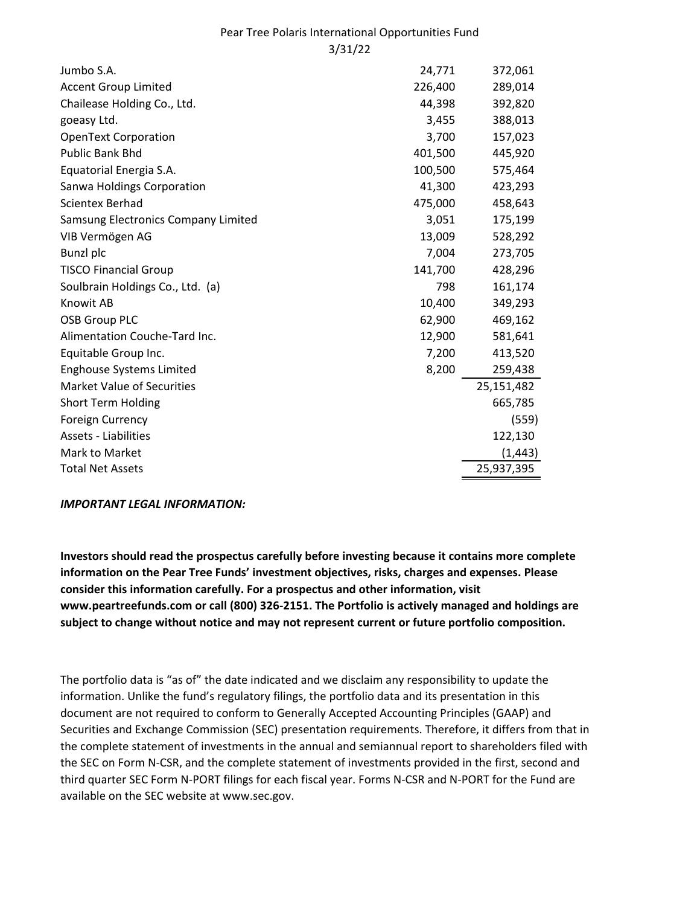Pear Tree Polaris International Opportunities Fund
3/31/22

| | | |
|---|---|---|
| Jumbo S.A. | 24,771 | 372,061 |
| Accent Group Limited | 226,400 | 289,014 |
| Chailease Holding Co., Ltd. | 44,398 | 392,820 |
| goeasy Ltd. | 3,455 | 388,013 |
| OpenText Corporation | 3,700 | 157,023 |
| Public Bank Bhd | 401,500 | 445,920 |
| Equatorial Energia S.A. | 100,500 | 575,464 |
| Sanwa Holdings Corporation | 41,300 | 423,293 |
| Scientex Berhad | 475,000 | 458,643 |
| Samsung Electronics Company Limited | 3,051 | 175,199 |
| VIB Vermögen AG | 13,009 | 528,292 |
| Bunzl plc | 7,004 | 273,705 |
| TISCO Financial Group | 141,700 | 428,296 |
| Soulbrain Holdings Co., Ltd. (a) | 798 | 161,174 |
| Knowit AB | 10,400 | 349,293 |
| OSB Group PLC | 62,900 | 469,162 |
| Alimentation Couche-Tard Inc. | 12,900 | 581,641 |
| Equitable Group Inc. | 7,200 | 413,520 |
| Enghouse Systems Limited | 8,200 | 259,438 |
| Market Value of Securities | | 25,151,482 |
| Short Term Holding | | 665,785 |
| Foreign Currency | | (559) |
| Assets - Liabilities | | 122,130 |
| Mark to Market | | (1,443) |
| Total Net Assets | | 25,937,395 |

***IMPORTANT LEGAL INFORMATION:***

**Investors should read the prospectus carefully before investing because it contains more complete information on the Pear Tree Funds' investment objectives, risks, charges and expenses. Please consider this information carefully. For a prospectus and other information, visit www.peartreefunds.com or call (800) 326-2151. The Portfolio is actively managed and holdings are subject to change without notice and may not represent current or future portfolio composition.**

The portfolio data is "as of" the date indicated and we disclaim any responsibility to update the information. Unlike the fund's regulatory filings, the portfolio data and its presentation in this document are not required to conform to Generally Accepted Accounting Principles (GAAP) and Securities and Exchange Commission (SEC) presentation requirements. Therefore, it differs from that in the complete statement of investments in the annual and semiannual report to shareholders filed with the SEC on Form N-CSR, and the complete statement of investments provided in the first, second and third quarter SEC Form N-PORT filings for each fiscal year. Forms N-CSR and N-PORT for the Fund are available on the SEC website at www.sec.gov.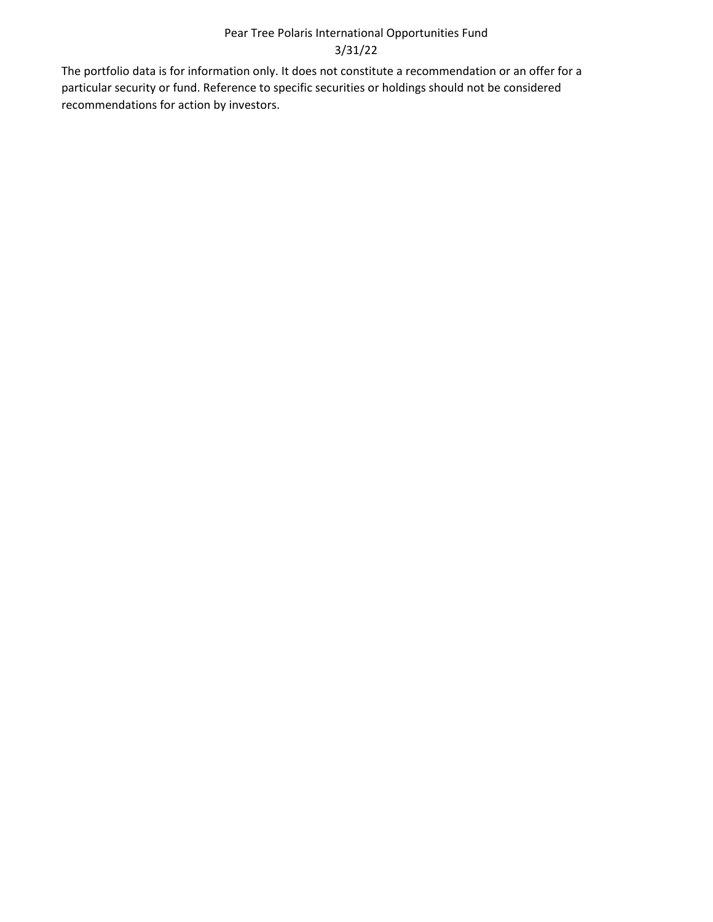Pear Tree Polaris International Opportunities Fund
3/31/22

The portfolio data is for information only. It does not constitute a recommendation or an offer for a particular security or fund. Reference to specific securities or holdings should not be considered recommendations for action by investors.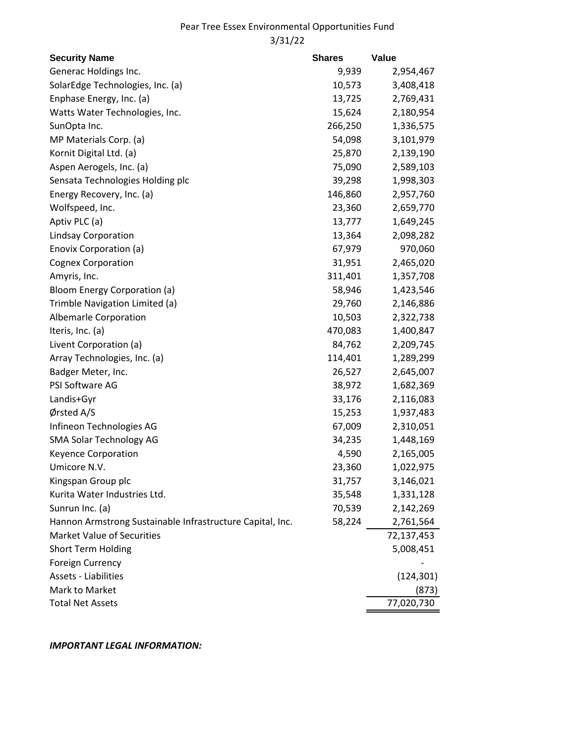Pear Tree Essex Environmental Opportunities Fund

3/31/22

| Security Name | Shares | Value |
|---|---|---|
| Generac Holdings Inc. | 9,939 | 2,954,467 |
| SolarEdge Technologies, Inc. (a) | 10,573 | 3,408,418 |
| Enphase Energy, Inc. (a) | 13,725 | 2,769,431 |
| Watts Water Technologies, Inc. | 15,624 | 2,180,954 |
| SunOpta Inc. | 266,250 | 1,336,575 |
| MP Materials Corp. (a) | 54,098 | 3,101,979 |
| Kornit Digital Ltd. (a) | 25,870 | 2,139,190 |
| Aspen Aerogels, Inc. (a) | 75,090 | 2,589,103 |
| Sensata Technologies Holding plc | 39,298 | 1,998,303 |
| Energy Recovery, Inc. (a) | 146,860 | 2,957,760 |
| Wolfspeed, Inc. | 23,360 | 2,659,770 |
| Aptiv PLC (a) | 13,777 | 1,649,245 |
| Lindsay Corporation | 13,364 | 2,098,282 |
| Enovix Corporation (a) | 67,979 | 970,060 |
| Cognex Corporation | 31,951 | 2,465,020 |
| Amyris, Inc. | 311,401 | 1,357,708 |
| Bloom Energy Corporation (a) | 58,946 | 1,423,546 |
| Trimble Navigation Limited (a) | 29,760 | 2,146,886 |
| Albemarle Corporation | 10,503 | 2,322,738 |
| Iteris, Inc. (a) | 470,083 | 1,400,847 |
| Livent Corporation (a) | 84,762 | 2,209,745 |
| Array Technologies, Inc. (a) | 114,401 | 1,289,299 |
| Badger Meter, Inc. | 26,527 | 2,645,007 |
| PSI Software AG | 38,972 | 1,682,369 |
| Landis+Gyr | 33,176 | 2,116,083 |
| Ørsted A/S | 15,253 | 1,937,483 |
| Infineon Technologies AG | 67,009 | 2,310,051 |
| SMA Solar Technology AG | 34,235 | 1,448,169 |
| Keyence Corporation | 4,590 | 2,165,005 |
| Umicore N.V. | 23,360 | 1,022,975 |
| Kingspan Group plc | 31,757 | 3,146,021 |
| Kurita Water Industries Ltd. | 35,548 | 1,331,128 |
| Sunrun Inc. (a) | 70,539 | 2,142,269 |
| Hannon Armstrong Sustainable Infrastructure Capital, Inc. | 58,224 | 2,761,564 |
| Market Value of Securities | | 72,137,453 |
| Short Term Holding | | 5,008,451 |
| Foreign Currency | | - |
| Assets - Liabilities | | (124,301) |
| Mark to Market | | (873) |
| Total Net Assets | | 77,020,730 |

***IMPORTANT LEGAL INFORMATION:***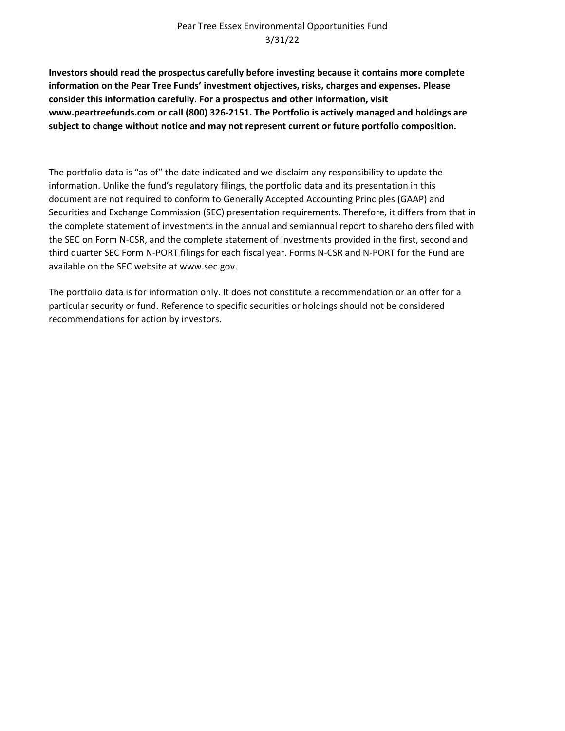**Investors should read the prospectus carefully before investing because it contains more complete information on the Pear Tree Funds' investment objectives, risks, charges and expenses. Please consider this information carefully. For a prospectus and other information, visit www.peartreefunds.com or call (800) 326-2151. The Portfolio is actively managed and holdings are subject to change without notice and may not represent current or future portfolio composition.**

The portfolio data is "as of" the date indicated and we disclaim any responsibility to update the information. Unlike the fund's regulatory filings, the portfolio data and its presentation in this document are not required to conform to Generally Accepted Accounting Principles (GAAP) and Securities and Exchange Commission (SEC) presentation requirements. Therefore, it differs from that in the complete statement of investments in the annual and semiannual report to shareholders filed with the SEC on Form N-CSR, and the complete statement of investments provided in the first, second and third quarter SEC Form N-PORT filings for each fiscal year. Forms N-CSR and N-PORT for the Fund are available on the SEC website at www.sec.gov.

The portfolio data is for information only. It does not constitute a recommendation or an offer for a particular security or fund. Reference to specific securities or holdings should not be considered recommendations for action by investors.